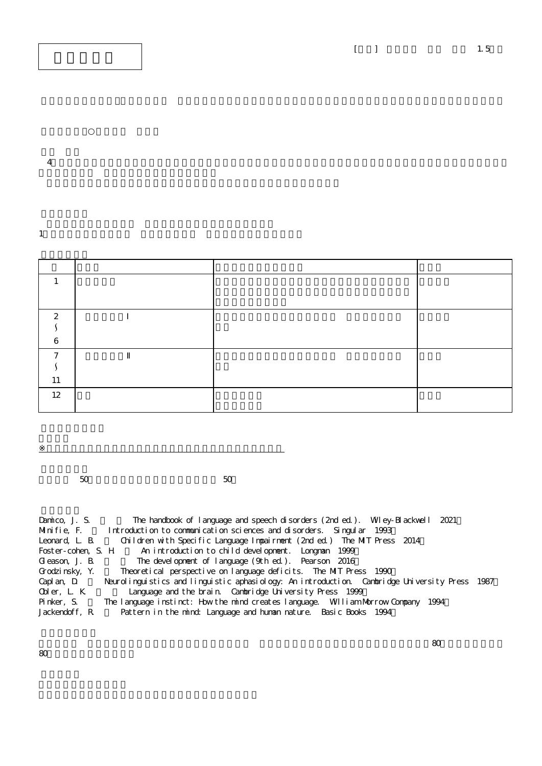[ ] 1.5

○

4

1

| | | | |
|---|---|---|---|
| 1 | | | |
| 2 ∫ 6 | Ⅰ | | |
| 7 ∫ 11 | Ⅱ | | |
| 12 | | | |

※

50 50

Damico, J. S. The handbook of language and speech disorders (2nd ed.). Wiley-Blackwell 2021
Minifie, F. Introduction to communication sciences and disorders. Singular 1993
Leonard, L. B. Children with Specific Language Impairment (2nd ed.) The MIT Press 2014
Foster-cohen, S. H. An introduction to child development. Longman 1999
Gleason, J. B. The development of language (9th ed.). Pearson 2016
Grodzinsky, Y. Theoretical perspective on language deficits. The MIT Press 1990
Caplan, D. Neurolinguistics and linguistic aphasiology: An introduction. Cambridge University Press 1987
Obler, L. K. Language and the brain. Cambridge University Press 1999
Pinker, S. The language instinct: How the mind creates language. William Morrow Company 1994
Jackendoff, R. Pattern in the mind: Language and human nature. Basic Books 1994

80
80